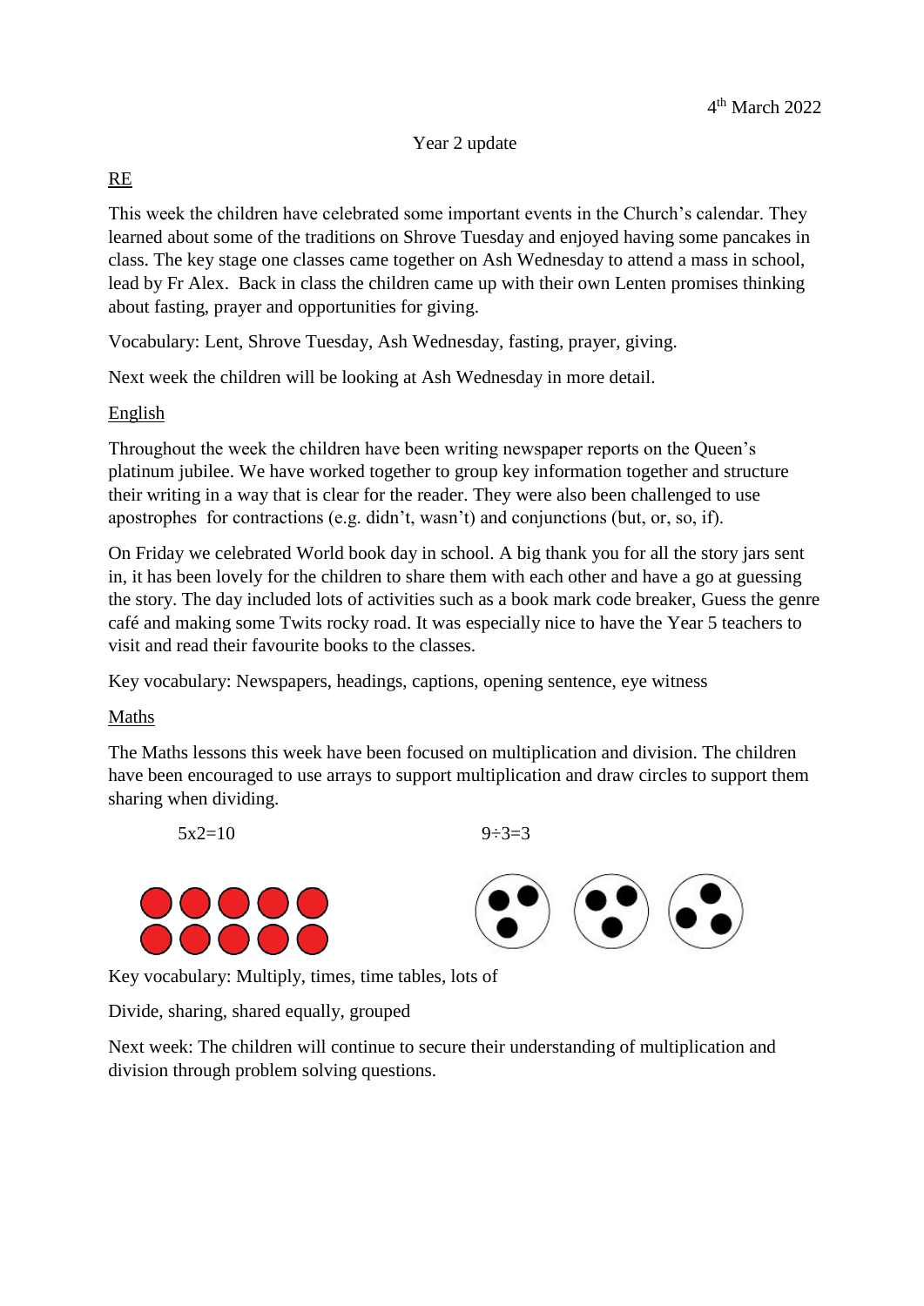4th March 2022

# Year 2 update

## RE

This week the children have celebrated some important events in the Church's calendar. They learned about some of the traditions on Shrove Tuesday and enjoyed having some pancakes in class. The key stage one classes came together on Ash Wednesday to attend a mass in school, lead by Fr Alex. Back in class the children came up with their own Lenten promises thinking about fasting, prayer and opportunities for giving.

Vocabulary: Lent, Shrove Tuesday, Ash Wednesday, fasting, prayer, giving.

Next week the children will be looking at Ash Wednesday in more detail.

## English

Throughout the week the children have been writing newspaper reports on the Queen's platinum jubilee. We have worked together to group key information together and structure their writing in a way that is clear for the reader. They were also been challenged to use apostrophes for contractions (e.g. didn't, wasn't) and conjunctions (but, or, so, if).

On Friday we celebrated World book day in school. A big thank you for all the story jars sent in, it has been lovely for the children to share them with each other and have a go at guessing the story. The day included lots of activities such as a book mark code breaker, Guess the genre café and making some Twits rocky road. It was especially nice to have the Year 5 teachers to visit and read their favourite books to the classes.

Key vocabulary: Newspapers, headings, captions, opening sentence, eye witness

## Maths

The Maths lessons this week have been focused on multiplication and division. The children have been encouraged to use arrays to support multiplication and draw circles to support them sharing when dividing.

$5 \times 2 = 10$ $\qquad$ $9 \div 3 = 3$

Key vocabulary: Multiply, times, time tables, lots of

Divide, sharing, shared equally, grouped

Next week: The children will continue to secure their understanding of multiplication and division through problem solving questions.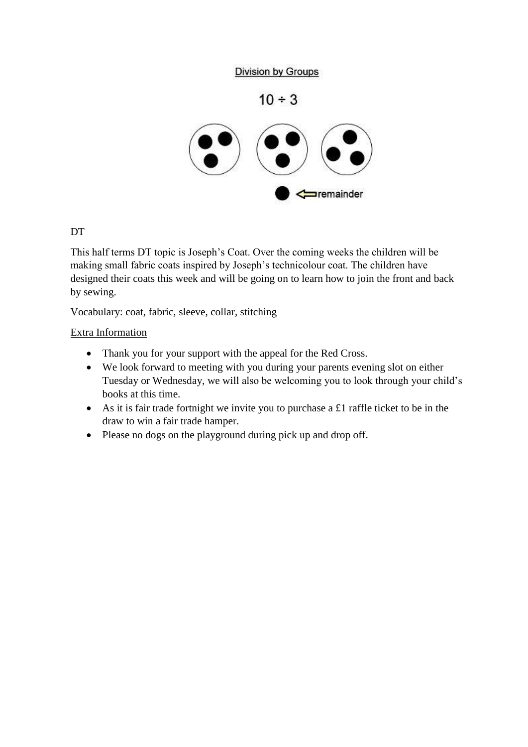Division by Groups

$10 \div 3$

remainder

DT

This half terms DT topic is Joseph's Coat. Over the coming weeks the children will be making small fabric coats inspired by Joseph's technicolour coat. The children have designed their coats this week and will be going on to learn how to join the front and back by sewing.

Vocabulary: coat, fabric, sleeve, collar, stitching

Extra Information

- Thank you for your support with the appeal for the Red Cross.
- We look forward to meeting with you during your parents evening slot on either Tuesday or Wednesday, we will also be welcoming you to look through your child's books at this time.
- As it is fair trade fortnight we invite you to purchase a £1 raffle ticket to be in the draw to win a fair trade hamper.
- Please no dogs on the playground during pick up and drop off.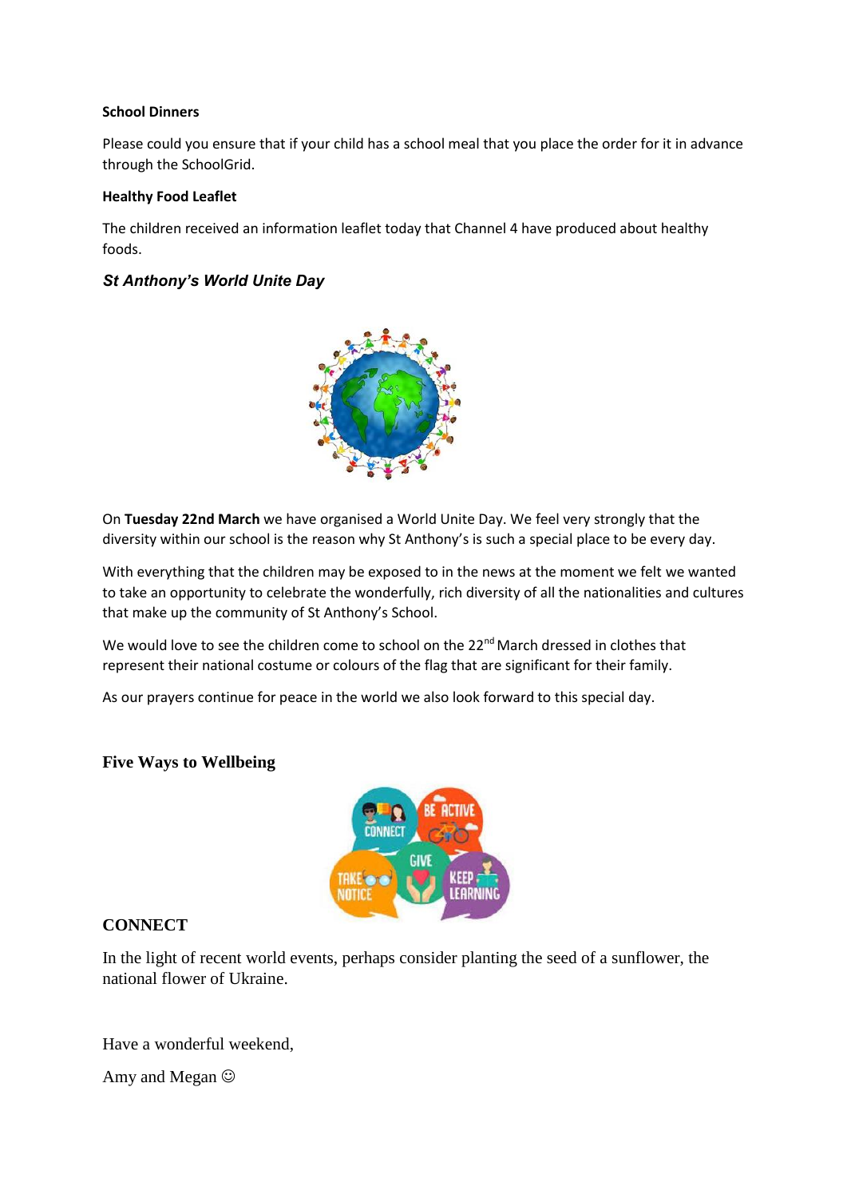**School Dinners**

Please could you ensure that if your child has a school meal that you place the order for it in advance through the SchoolGrid.

**Healthy Food Leaflet**

The children received an information leaflet today that Channel 4 have produced about healthy foods.

***St Anthony's World Unite Day***

On **Tuesday 22nd March** we have organised a World Unite Day. We feel very strongly that the diversity within our school is the reason why St Anthony's is such a special place to be every day.

With everything that the children may be exposed to in the news at the moment we felt we wanted to take an opportunity to celebrate the wonderfully, rich diversity of all the nationalities and cultures that make up the community of St Anthony's School.

We would love to see the children come to school on the 22nd March dressed in clothes that represent their national costume or colours of the flag that are significant for their family.

As our prayers continue for peace in the world we also look forward to this special day.

**Five Ways to Wellbeing**

**CONNECT**

In the light of recent world events, perhaps consider planting the seed of a sunflower, the national flower of Ukraine.

Have a wonderful weekend,

Amy and Megan ☺